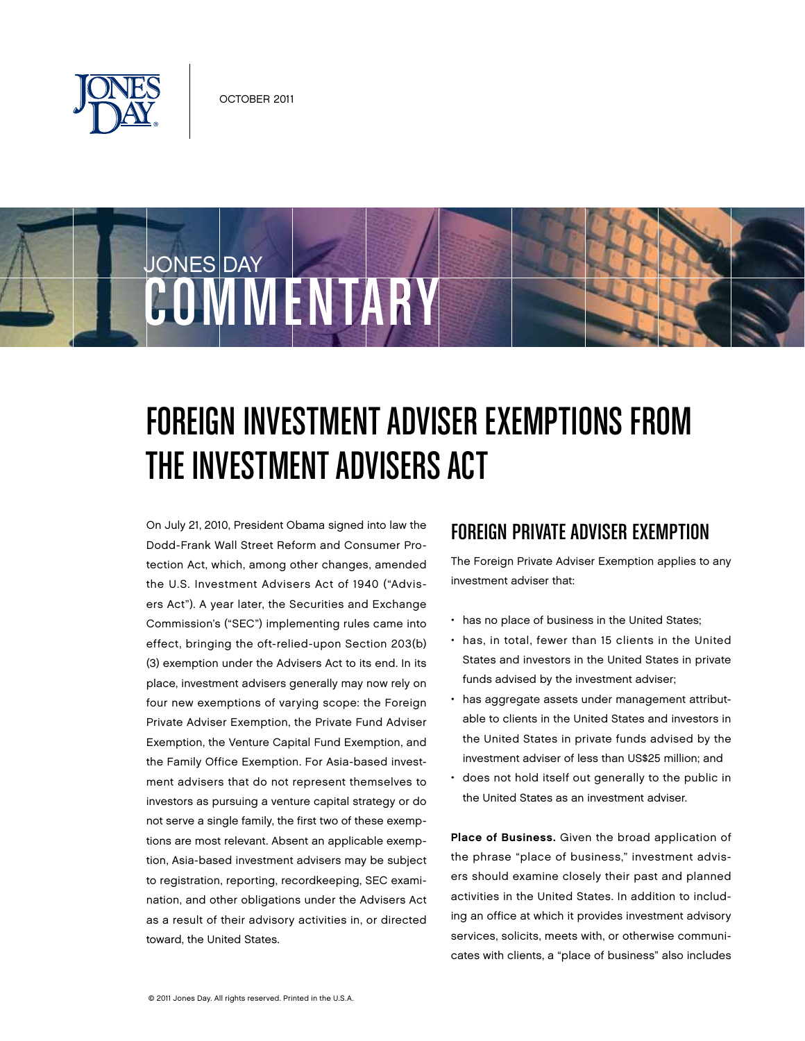OCTOBER 2011

JONES DAY COMMENTARY

# FOREIGN INVESTMENT ADVISER EXEMPTIONS FROM THE INVESTMENT ADVISERS ACT

On July 21, 2010, President Obama signed into law the Dodd-Frank Wall Street Reform and Consumer Protection Act, which, among other changes, amended the U.S. Investment Advisers Act of 1940 ("Advisers Act"). A year later, the Securities and Exchange Commission's ("SEC") implementing rules came into effect, bringing the oft-relied-upon Section 203(b)(3) exemption under the Advisers Act to its end. In its place, investment advisers generally may now rely on four new exemptions of varying scope: the Foreign Private Adviser Exemption, the Private Fund Adviser Exemption, the Venture Capital Fund Exemption, and the Family Office Exemption. For Asia-based investment advisers that do not represent themselves to investors as pursuing a venture capital strategy or do not serve a single family, the first two of these exemptions are most relevant. Absent an applicable exemption, Asia-based investment advisers may be subject to registration, reporting, recordkeeping, SEC examination, and other obligations under the Advisers Act as a result of their advisory activities in, or directed toward, the United States.

## FOREIGN PRIVATE ADVISER EXEMPTION

The Foreign Private Adviser Exemption applies to any investment adviser that:

- has no place of business in the United States;
- has, in total, fewer than 15 clients in the United States and investors in the United States in private funds advised by the investment adviser;
- has aggregate assets under management attributable to clients in the United States and investors in the United States in private funds advised by the investment adviser of less than US$25 million; and
- does not hold itself out generally to the public in the United States as an investment adviser.

**Place of Business.** Given the broad application of the phrase "place of business," investment advisers should examine closely their past and planned activities in the United States. In addition to including an office at which it provides investment advisory services, solicits, meets with, or otherwise communicates with clients, a "place of business" also includes

© 2011 Jones Day. All rights reserved. Printed in the U.S.A.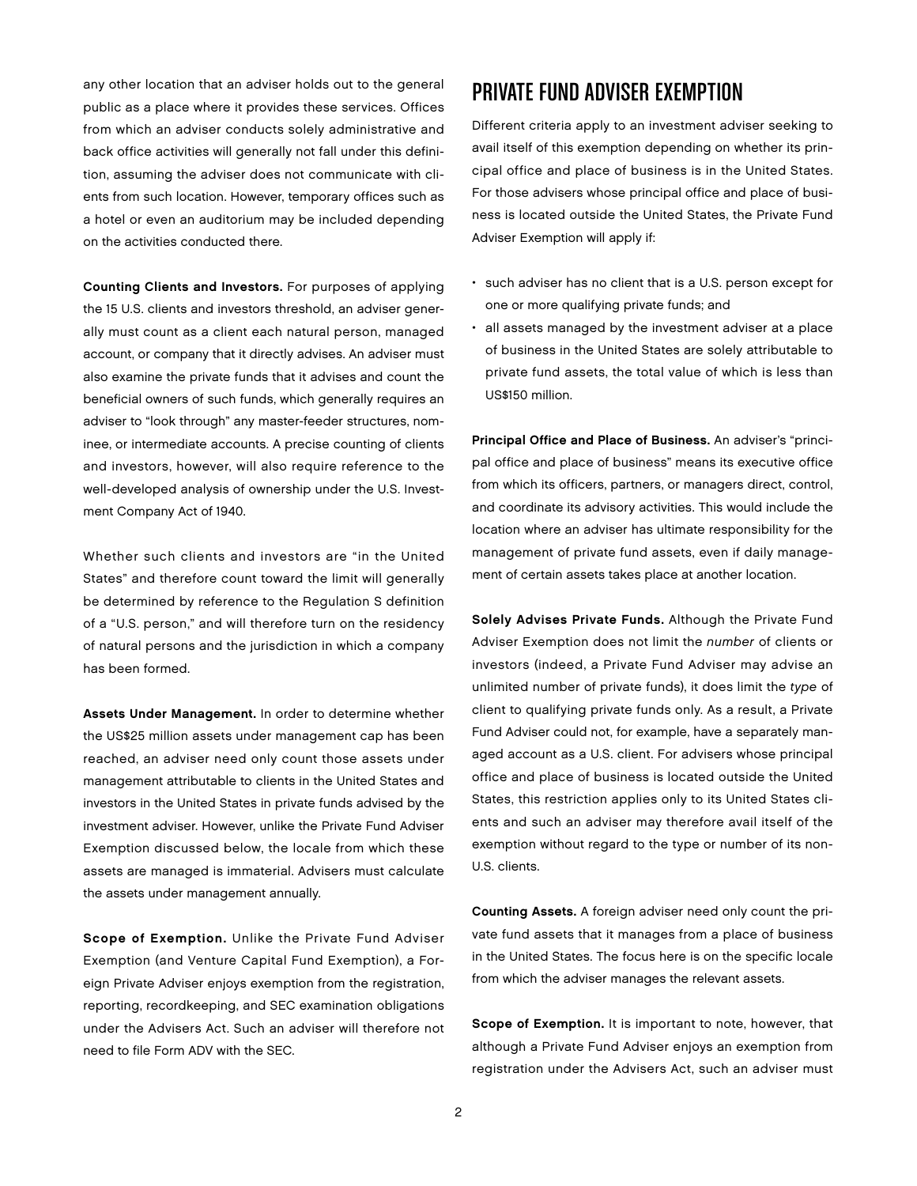any other location that an adviser holds out to the general public as a place where it provides these services. Offices from which an adviser conducts solely administrative and back office activities will generally not fall under this definition, assuming the adviser does not communicate with clients from such location. However, temporary offices such as a hotel or even an auditorium may be included depending on the activities conducted there.

**Counting Clients and Investors.** For purposes of applying the 15 U.S. clients and investors threshold, an adviser generally must count as a client each natural person, managed account, or company that it directly advises. An adviser must also examine the private funds that it advises and count the beneficial owners of such funds, which generally requires an adviser to "look through" any master-feeder structures, nominee, or intermediate accounts. A precise counting of clients and investors, however, will also require reference to the well-developed analysis of ownership under the U.S. Investment Company Act of 1940.

Whether such clients and investors are "in the United States" and therefore count toward the limit will generally be determined by reference to the Regulation S definition of a "U.S. person," and will therefore turn on the residency of natural persons and the jurisdiction in which a company has been formed.

**Assets Under Management.** In order to determine whether the US$25 million assets under management cap has been reached, an adviser need only count those assets under management attributable to clients in the United States and investors in the United States in private funds advised by the investment adviser. However, unlike the Private Fund Adviser Exemption discussed below, the locale from which these assets are managed is immaterial. Advisers must calculate the assets under management annually.

**Scope of Exemption.** Unlike the Private Fund Adviser Exemption (and Venture Capital Fund Exemption), a Foreign Private Adviser enjoys exemption from the registration, reporting, recordkeeping, and SEC examination obligations under the Advisers Act. Such an adviser will therefore not need to file Form ADV with the SEC.

## PRIVATE FUND ADVISER EXEMPTION

Different criteria apply to an investment adviser seeking to avail itself of this exemption depending on whether its principal office and place of business is in the United States. For those advisers whose principal office and place of business is located outside the United States, the Private Fund Adviser Exemption will apply if:

- such adviser has no client that is a U.S. person except for one or more qualifying private funds; and
- all assets managed by the investment adviser at a place of business in the United States are solely attributable to private fund assets, the total value of which is less than US$150 million.

**Principal Office and Place of Business.** An adviser's "principal office and place of business" means its executive office from which its officers, partners, or managers direct, control, and coordinate its advisory activities. This would include the location where an adviser has ultimate responsibility for the management of private fund assets, even if daily management of certain assets takes place at another location.

**Solely Advises Private Funds.** Although the Private Fund Adviser Exemption does not limit the *number* of clients or investors (indeed, a Private Fund Adviser may advise an unlimited number of private funds), it does limit the *type* of client to qualifying private funds only. As a result, a Private Fund Adviser could not, for example, have a separately managed account as a U.S. client. For advisers whose principal office and place of business is located outside the United States, this restriction applies only to its United States clients and such an adviser may therefore avail itself of the exemption without regard to the type or number of its non-U.S. clients.

**Counting Assets.** A foreign adviser need only count the private fund assets that it manages from a place of business in the United States. The focus here is on the specific locale from which the adviser manages the relevant assets.

**Scope of Exemption.** It is important to note, however, that although a Private Fund Adviser enjoys an exemption from registration under the Advisers Act, such an adviser must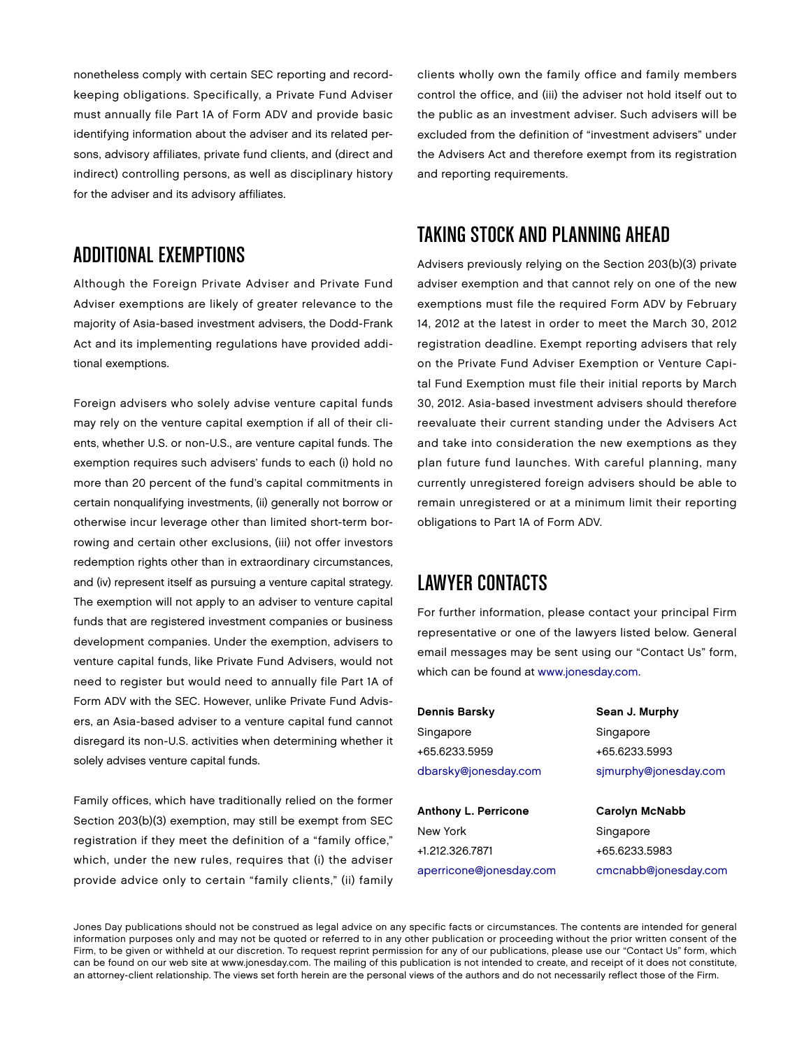nonetheless comply with certain SEC reporting and recordkeeping obligations. Specifically, a Private Fund Adviser must annually file Part 1A of Form ADV and provide basic identifying information about the adviser and its related persons, advisory affiliates, private fund clients, and (direct and indirect) controlling persons, as well as disciplinary history for the adviser and its advisory affiliates.

## ADDITIONAL EXEMPTIONS

Although the Foreign Private Adviser and Private Fund Adviser exemptions are likely of greater relevance to the majority of Asia-based investment advisers, the Dodd-Frank Act and its implementing regulations have provided additional exemptions.

Foreign advisers who solely advise venture capital funds may rely on the venture capital exemption if all of their clients, whether U.S. or non-U.S., are venture capital funds. The exemption requires such advisers' funds to each (i) hold no more than 20 percent of the fund's capital commitments in certain nonqualifying investments, (ii) generally not borrow or otherwise incur leverage other than limited short-term borrowing and certain other exclusions, (iii) not offer investors redemption rights other than in extraordinary circumstances, and (iv) represent itself as pursuing a venture capital strategy. The exemption will not apply to an adviser to venture capital funds that are registered investment companies or business development companies. Under the exemption, advisers to venture capital funds, like Private Fund Advisers, would not need to register but would need to annually file Part 1A of Form ADV with the SEC. However, unlike Private Fund Advisers, an Asia-based adviser to a venture capital fund cannot disregard its non-U.S. activities when determining whether it solely advises venture capital funds.

Family offices, which have traditionally relied on the former Section 203(b)(3) exemption, may still be exempt from SEC registration if they meet the definition of a "family office," which, under the new rules, requires that (i) the adviser provide advice only to certain "family clients," (ii) family clients wholly own the family office and family members control the office, and (iii) the adviser not hold itself out to the public as an investment adviser. Such advisers will be excluded from the definition of "investment advisers" under the Advisers Act and therefore exempt from its registration and reporting requirements.

## TAKING STOCK AND PLANNING AHEAD

Advisers previously relying on the Section 203(b)(3) private adviser exemption and that cannot rely on one of the new exemptions must file the required Form ADV by February 14, 2012 at the latest in order to meet the March 30, 2012 registration deadline. Exempt reporting advisers that rely on the Private Fund Adviser Exemption or Venture Capital Fund Exemption must file their initial reports by March 30, 2012. Asia-based investment advisers should therefore reevaluate their current standing under the Advisers Act and take into consideration the new exemptions as they plan future fund launches. With careful planning, many currently unregistered foreign advisers should be able to remain unregistered or at a minimum limit their reporting obligations to Part 1A of Form ADV.

## LAWYER CONTACTS

For further information, please contact your principal Firm representative or one of the lawyers listed below. General email messages may be sent using our "Contact Us" form, which can be found at www.jonesday.com.

**Dennis Barsky**
Singapore
+65.6233.5959
dbarsky@jonesday.com

**Sean J. Murphy**
Singapore
+65.6233.5993
sjmurphy@jonesday.com

**Anthony L. Perricone**
New York
+1.212.326.7871
aperricone@jonesday.com

**Carolyn McNabb**
Singapore
+65.6233.5983
cmcnabb@jonesday.com

Jones Day publications should not be construed as legal advice on any specific facts or circumstances. The contents are intended for general information purposes only and may not be quoted or referred to in any other publication or proceeding without the prior written consent of the Firm, to be given or withheld at our discretion. To request reprint permission for any of our publications, please use our "Contact Us" form, which can be found on our web site at www.jonesday.com. The mailing of this publication is not intended to create, and receipt of it does not constitute, an attorney-client relationship. The views set forth herein are the personal views of the authors and do not necessarily reflect those of the Firm.